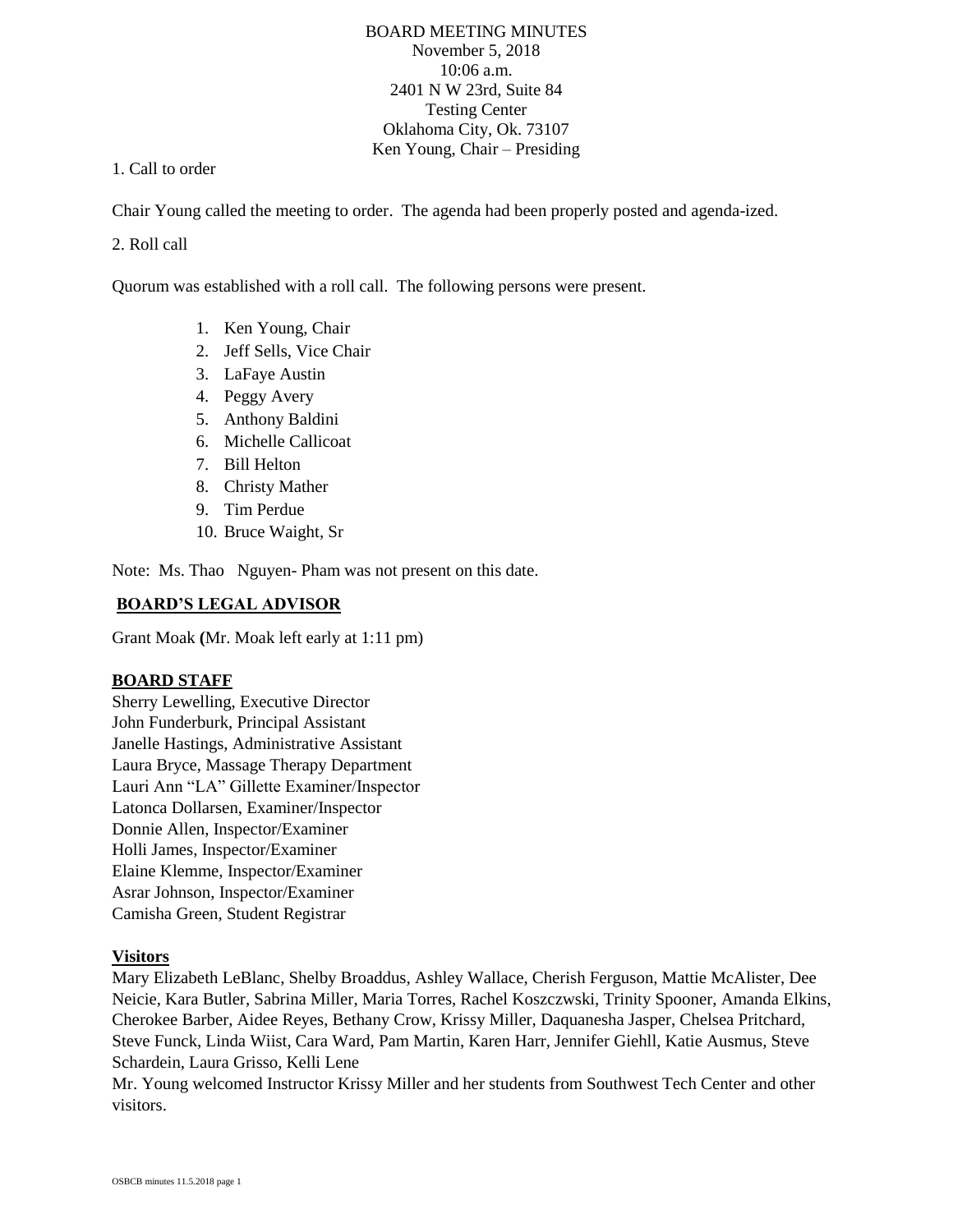BOARD MEETING MINUTES
November 5, 2018
10:06 a.m.
2401 N W 23rd, Suite 84
Testing Center
Oklahoma City, Ok. 73107
Ken Young, Chair – Presiding

1. Call to order

Chair Young called the meeting to order. The agenda had been properly posted and agenda-ized.

2. Roll call

Quorum was established with a roll call. The following persons were present.

1. Ken Young, Chair
2. Jeff Sells, Vice Chair
3. LaFaye Austin
4. Peggy Avery
5. Anthony Baldini
6. Michelle Callicoat
7. Bill Helton
8. Christy Mather
9. Tim Perdue
10. Bruce Waight, Sr

Note: Ms. Thao Nguyen- Pham was not present on this date.

## BOARD'S LEGAL ADVISOR

Grant Moak **(**Mr. Moak left early at 1:11 pm)

## BOARD STAFF

Sherry Lewelling, Executive Director
John Funderburk, Principal Assistant
Janelle Hastings, Administrative Assistant
Laura Bryce, Massage Therapy Department
Lauri Ann "LA" Gillette Examiner/Inspector
Latonca Dollarsen, Examiner/Inspector
Donnie Allen, Inspector/Examiner
Holli James, Inspector/Examiner
Elaine Klemme, Inspector/Examiner
Asrar Johnson, Inspector/Examiner
Camisha Green, Student Registrar

## Visitors

Mary Elizabeth LeBlanc, Shelby Broaddus, Ashley Wallace, Cherish Ferguson, Mattie McAlister, Dee Neicie, Kara Butler, Sabrina Miller, Maria Torres, Rachel Koszczwski, Trinity Spooner, Amanda Elkins, Cherokee Barber, Aidee Reyes, Bethany Crow, Krissy Miller, Daquanesha Jasper, Chelsea Pritchard, Steve Funck, Linda Wiist, Cara Ward, Pam Martin, Karen Harr, Jennifer Giehll, Katie Ausmus, Steve Schardein, Laura Grisso, Kelli Lene

Mr. Young welcomed Instructor Krissy Miller and her students from Southwest Tech Center and other visitors.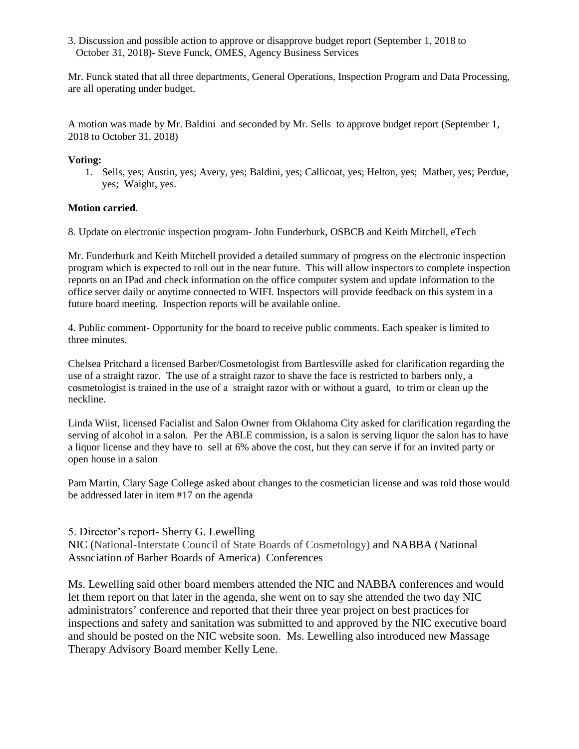3. Discussion and possible action to approve or disapprove budget report (September 1, 2018 to October 31, 2018)- Steve Funck, OMES, Agency Business Services

Mr. Funck stated that all three departments, General Operations, Inspection Program and Data Processing, are all operating under budget.

A motion was made by Mr. Baldini and seconded by Mr. Sells to approve budget report (September 1, 2018 to October 31, 2018)

**Voting:**

1. Sells, yes; Austin, yes; Avery, yes; Baldini, yes; Callicoat, yes; Helton, yes; Mather, yes; Perdue, yes; Waight, yes.

**Motion carried**.

8. Update on electronic inspection program- John Funderburk, OSBCB and Keith Mitchell, eTech

Mr. Funderburk and Keith Mitchell provided a detailed summary of progress on the electronic inspection program which is expected to roll out in the near future. This will allow inspectors to complete inspection reports on an IPad and check information on the office computer system and update information to the office server daily or anytime connected to WIFI. Inspectors will provide feedback on this system in a future board meeting. Inspection reports will be available online.

4. Public comment- Opportunity for the board to receive public comments. Each speaker is limited to three minutes.

Chelsea Pritchard a licensed Barber/Cosmetologist from Bartlesville asked for clarification regarding the use of a straight razor. The use of a straight razor to shave the face is restricted to barbers only, a cosmetologist is trained in the use of a straight razor with or without a guard, to trim or clean up the neckline.

Linda Wiist, licensed Facialist and Salon Owner from Oklahoma City asked for clarification regarding the serving of alcohol in a salon. Per the ABLE commission, is a salon is serving liquor the salon has to have a liquor license and they have to sell at 6% above the cost, but they can serve if for an invited party or open house in a salon

Pam Martin, Clary Sage College asked about changes to the cosmetician license and was told those would be addressed later in item #17 on the agenda

5. Director's report- Sherry G. Lewelling
NIC (National-Interstate Council of State Boards of Cosmetology) and NABBA (National Association of Barber Boards of America) Conferences

Ms. Lewelling said other board members attended the NIC and NABBA conferences and would let them report on that later in the agenda, she went on to say she attended the two day NIC administrators' conference and reported that their three year project on best practices for inspections and safety and sanitation was submitted to and approved by the NIC executive board and should be posted on the NIC website soon. Ms. Lewelling also introduced new Massage Therapy Advisory Board member Kelly Lene.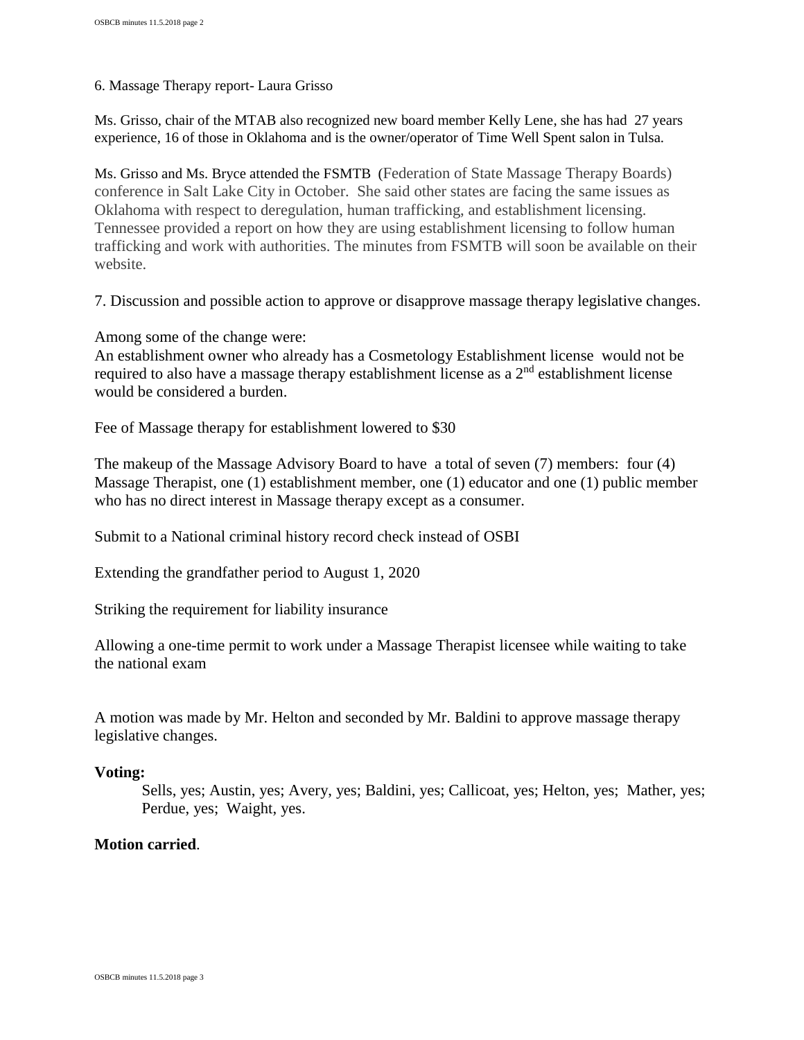6. Massage Therapy report- Laura Grisso

Ms. Grisso, chair of the MTAB also recognized new board member Kelly Lene, she has had 27 years experience, 16 of those in Oklahoma and is the owner/operator of Time Well Spent salon in Tulsa.

Ms. Grisso and Ms. Bryce attended the FSMTB (Federation of State Massage Therapy Boards) conference in Salt Lake City in October. She said other states are facing the same issues as Oklahoma with respect to deregulation, human trafficking, and establishment licensing. Tennessee provided a report on how they are using establishment licensing to follow human trafficking and work with authorities. The minutes from FSMTB will soon be available on their website.

7. Discussion and possible action to approve or disapprove massage therapy legislative changes.

Among some of the change were:
An establishment owner who already has a Cosmetology Establishment license would not be required to also have a massage therapy establishment license as a 2nd establishment license would be considered a burden.

Fee of Massage therapy for establishment lowered to $30

The makeup of the Massage Advisory Board to have a total of seven (7) members: four (4) Massage Therapist, one (1) establishment member, one (1) educator and one (1) public member who has no direct interest in Massage therapy except as a consumer.

Submit to a National criminal history record check instead of OSBI

Extending the grandfather period to August 1, 2020

Striking the requirement for liability insurance

Allowing a one-time permit to work under a Massage Therapist licensee while waiting to take the national exam

A motion was made by Mr. Helton and seconded by Mr. Baldini to approve massage therapy legislative changes.

**Voting:**

Sells, yes; Austin, yes; Avery, yes; Baldini, yes; Callicoat, yes; Helton, yes; Mather, yes; Perdue, yes; Waight, yes.

**Motion carried**.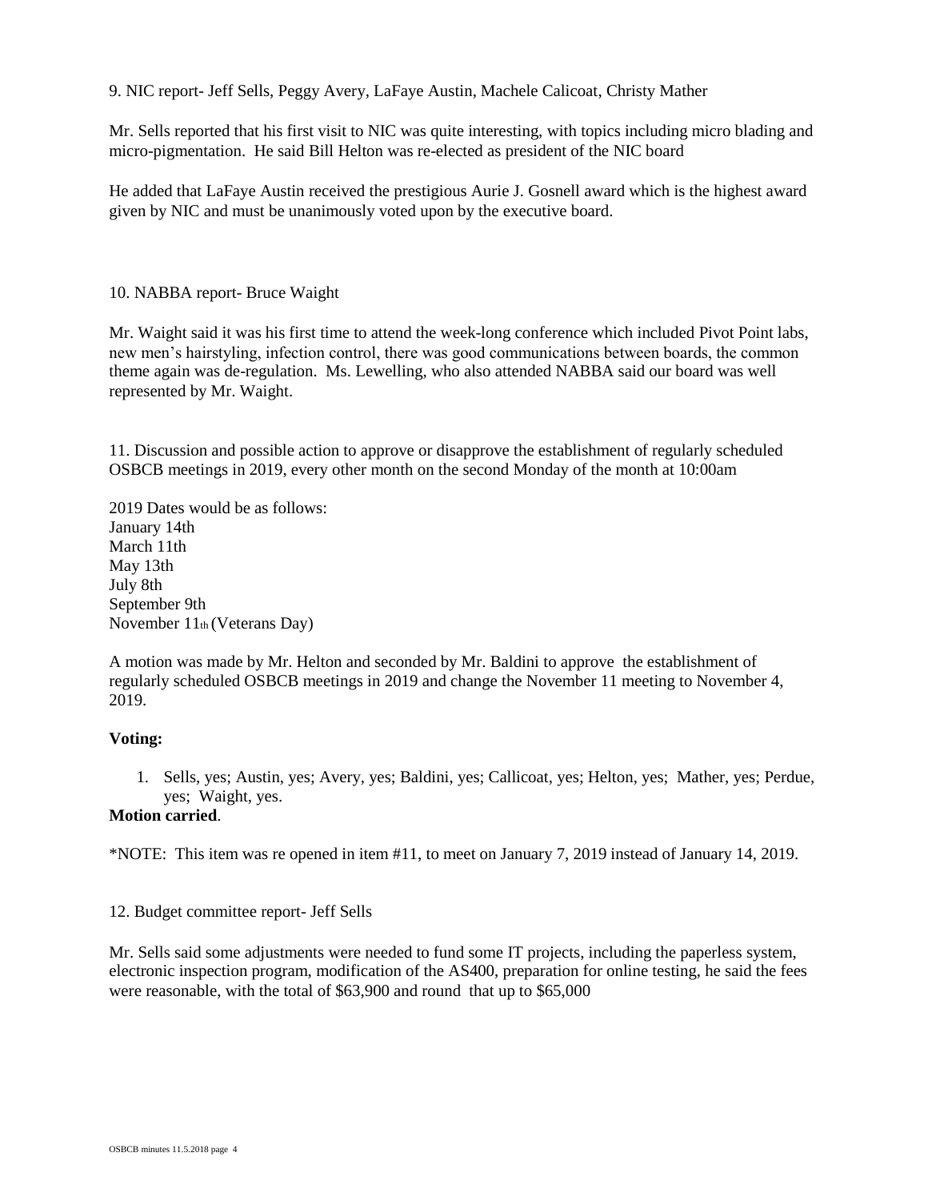9. NIC report- Jeff Sells, Peggy Avery, LaFaye Austin, Machele Calicoat, Christy Mather

Mr. Sells reported that his first visit to NIC was quite interesting, with topics including micro blading and micro-pigmentation. He said Bill Helton was re-elected as president of the NIC board

He added that LaFaye Austin received the prestigious Aurie J. Gosnell award which is the highest award given by NIC and must be unanimously voted upon by the executive board.

10. NABBA report- Bruce Waight

Mr. Waight said it was his first time to attend the week-long conference which included Pivot Point labs, new men's hairstyling, infection control, there was good communications between boards, the common theme again was de-regulation. Ms. Lewelling, who also attended NABBA said our board was well represented by Mr. Waight.

11. Discussion and possible action to approve or disapprove the establishment of regularly scheduled OSBCB meetings in 2019, every other month on the second Monday of the month at 10:00am

2019 Dates would be as follows:
January 14th
March 11th
May 13th
July 8th
September 9th
November 11th (Veterans Day)

A motion was made by Mr. Helton and seconded by Mr. Baldini to approve the establishment of regularly scheduled OSBCB meetings in 2019 and change the November 11 meeting to November 4, 2019.

**Voting:**

1. Sells, yes; Austin, yes; Avery, yes; Baldini, yes; Callicoat, yes; Helton, yes; Mather, yes; Perdue, yes; Waight, yes.

**Motion carried**.

*NOTE: This item was re opened in item #11, to meet on January 7, 2019 instead of January 14, 2019.

12. Budget committee report- Jeff Sells

Mr. Sells said some adjustments were needed to fund some IT projects, including the paperless system, electronic inspection program, modification of the AS400, preparation for online testing, he said the fees were reasonable, with the total of $63,900 and round that up to $65,000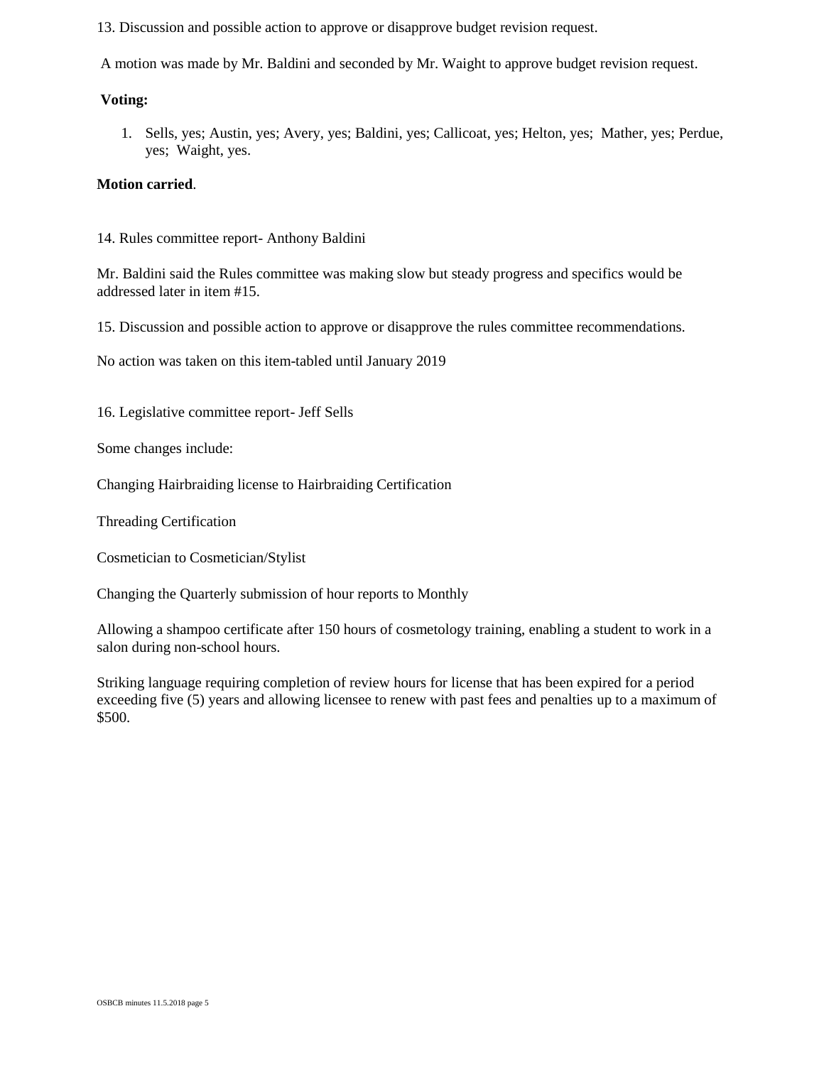13. Discussion and possible action to approve or disapprove budget revision request.

A motion was made by Mr. Baldini and seconded by Mr. Waight to approve budget revision request.

**Voting:**

1. Sells, yes; Austin, yes; Avery, yes; Baldini, yes; Callicoat, yes; Helton, yes; Mather, yes; Perdue, yes; Waight, yes.

**Motion carried**.

14. Rules committee report- Anthony Baldini

Mr. Baldini said the Rules committee was making slow but steady progress and specifics would be addressed later in item #15.

15. Discussion and possible action to approve or disapprove the rules committee recommendations.

No action was taken on this item-tabled until January 2019

16. Legislative committee report- Jeff Sells

Some changes include:

Changing Hairbraiding license to Hairbraiding Certification

Threading Certification

Cosmetician to Cosmetician/Stylist

Changing the Quarterly submission of hour reports to Monthly

Allowing a shampoo certificate after 150 hours of cosmetology training, enabling a student to work in a salon during non-school hours.

Striking language requiring completion of review hours for license that has been expired for a period exceeding five (5) years and allowing licensee to renew with past fees and penalties up to a maximum of $500.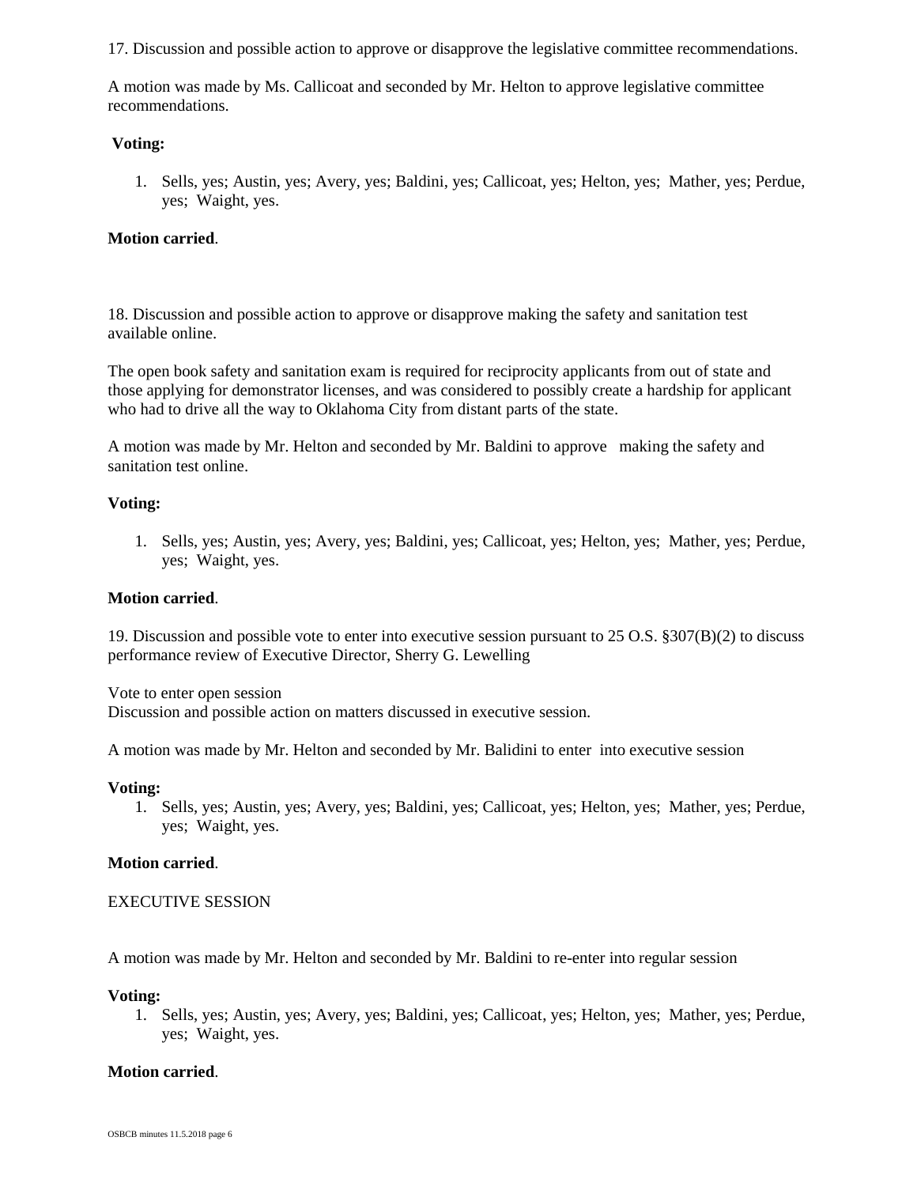17. Discussion and possible action to approve or disapprove the legislative committee recommendations.

A motion was made by Ms. Callicoat and seconded by Mr. Helton to approve legislative committee recommendations.

**Voting:**

1. Sells, yes; Austin, yes; Avery, yes; Baldini, yes; Callicoat, yes; Helton, yes; Mather, yes; Perdue, yes; Waight, yes.

**Motion carried**.

18. Discussion and possible action to approve or disapprove making the safety and sanitation test available online.

The open book safety and sanitation exam is required for reciprocity applicants from out of state and those applying for demonstrator licenses, and was considered to possibly create a hardship for applicant who had to drive all the way to Oklahoma City from distant parts of the state.

A motion was made by Mr. Helton and seconded by Mr. Baldini to approve making the safety and sanitation test online.

**Voting:**

1. Sells, yes; Austin, yes; Avery, yes; Baldini, yes; Callicoat, yes; Helton, yes; Mather, yes; Perdue, yes; Waight, yes.

**Motion carried**.

19. Discussion and possible vote to enter into executive session pursuant to 25 O.S. §307(B)(2) to discuss performance review of Executive Director, Sherry G. Lewelling

Vote to enter open session
Discussion and possible action on matters discussed in executive session.

A motion was made by Mr. Helton and seconded by Mr. Balidini to enter into executive session

**Voting:**

1. Sells, yes; Austin, yes; Avery, yes; Baldini, yes; Callicoat, yes; Helton, yes; Mather, yes; Perdue, yes; Waight, yes.

**Motion carried**.

EXECUTIVE SESSION

A motion was made by Mr. Helton and seconded by Mr. Baldini to re-enter into regular session

**Voting:**

1. Sells, yes; Austin, yes; Avery, yes; Baldini, yes; Callicoat, yes; Helton, yes; Mather, yes; Perdue, yes; Waight, yes.

**Motion carried**.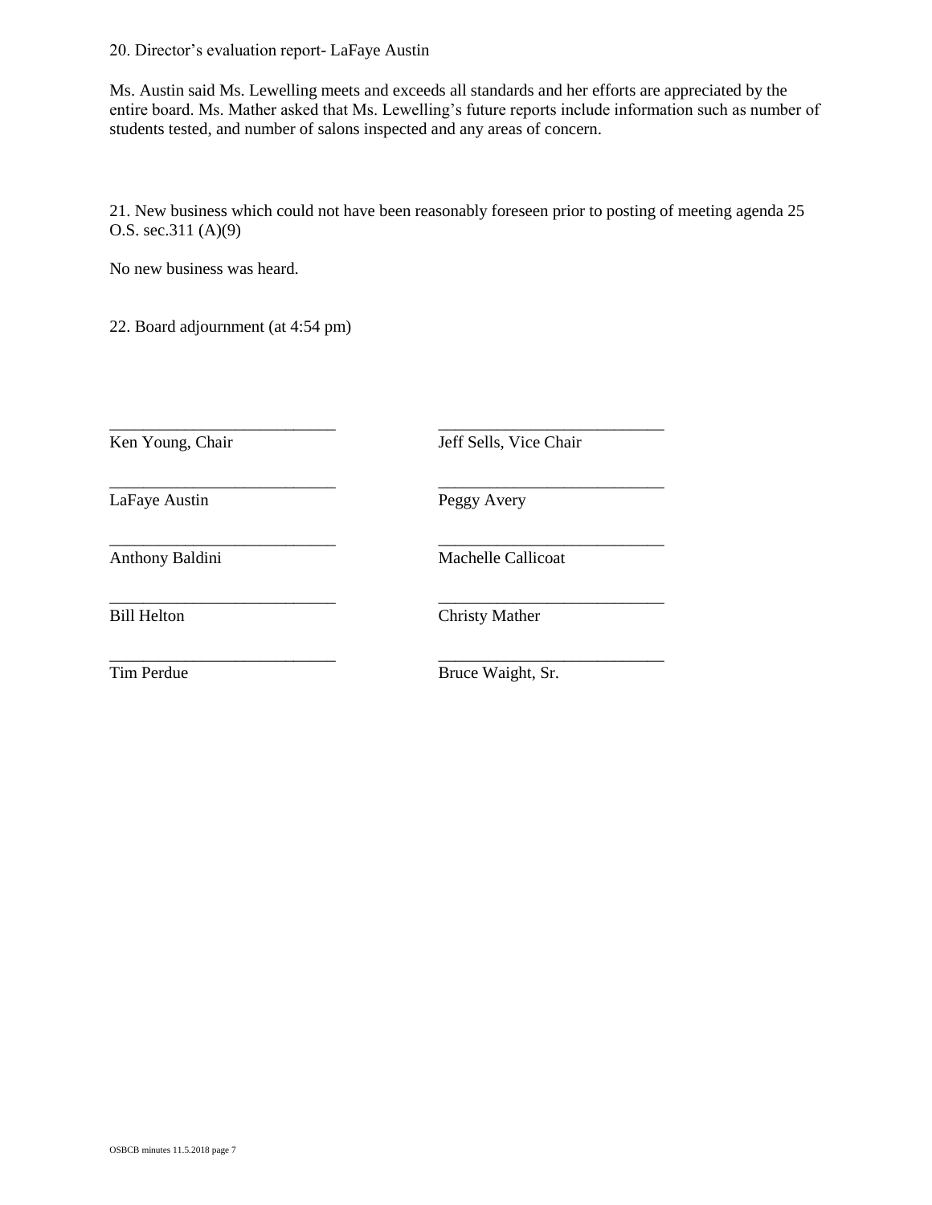20. Director's evaluation report- LaFaye Austin

Ms. Austin said Ms. Lewelling meets and exceeds all standards and her efforts are appreciated by the entire board. Ms. Mather asked that Ms. Lewelling's future reports include information such as number of students tested, and number of salons inspected and any areas of concern.

21. New business which could not have been reasonably foreseen prior to posting of meeting agenda 25 O.S. sec.311 (A)(9)

No new business was heard.

22. Board adjournment (at 4:54 pm)

| | |
|---|---|
| ___________________________ | ___________________________ |
| Ken Young, Chair | Jeff Sells, Vice Chair |
| ___________________________ | ___________________________ |
| LaFaye Austin | Peggy Avery |
| ___________________________ | ___________________________ |
| Anthony Baldini | Machelle Callicoat |
| ___________________________ | ___________________________ |
| Bill Helton | Christy Mather |
| ___________________________ | ___________________________ |
| Tim Perdue | Bruce Waight, Sr. |

OSBCB minutes 11.5.2018 page 7